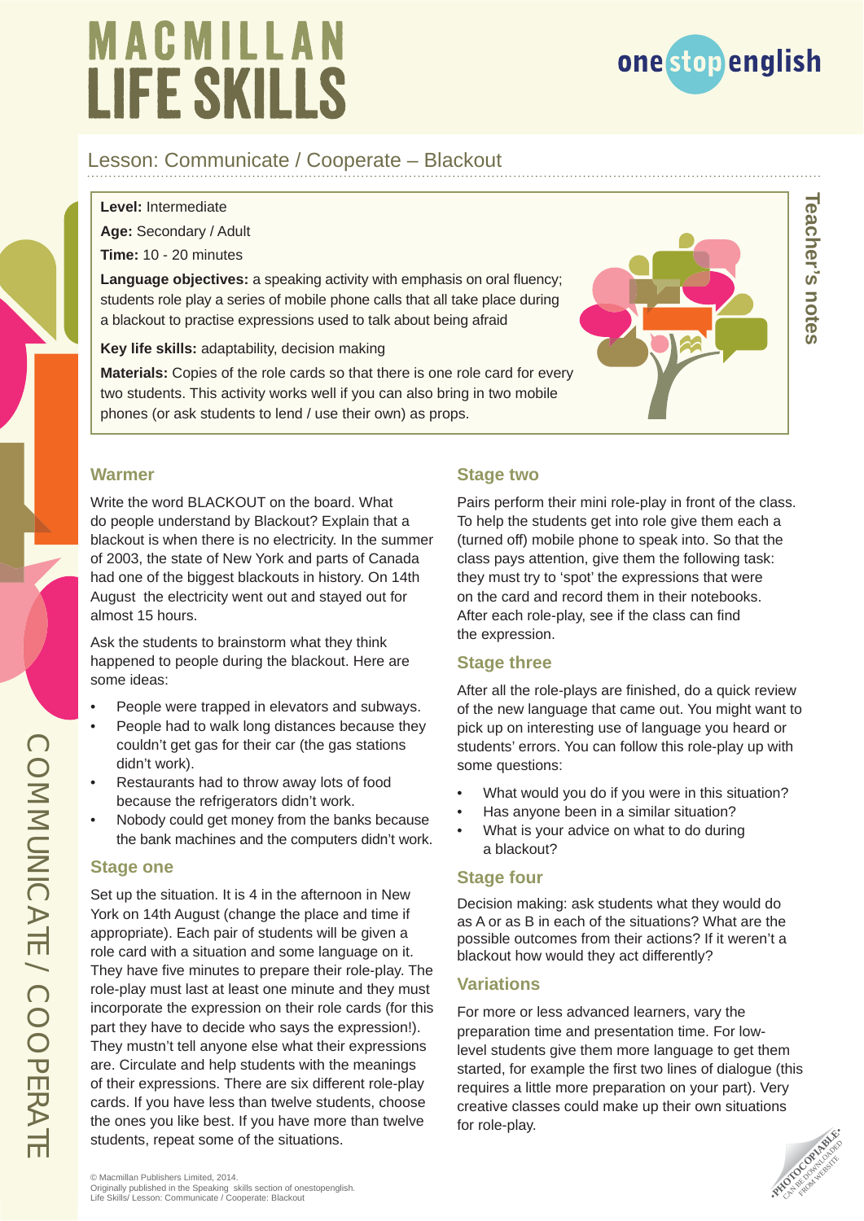# MACMILLAN LIFE SKILLS

## Lesson: Communicate / Cooperate – Blackout

Teacher's notes

**Level:** Intermediate

**Age:** Secondary / Adult

**Time:** 10 - 20 minutes

**Language objectives:** a speaking activity with emphasis on oral fluency; students role play a series of mobile phone calls that all take place during a blackout to practise expressions used to talk about being afraid

**Key life skills:** adaptability, decision making

**Materials:** Copies of the role cards so that there is one role card for every two students. This activity works well if you can also bring in two mobile phones (or ask students to lend / use their own) as props.

### Warmer

Write the word BLACKOUT on the board. What do people understand by Blackout? Explain that a blackout is when there is no electricity. In the summer of 2003, the state of New York and parts of Canada had one of the biggest blackouts in history. On 14th August the electricity went out and stayed out for almost 15 hours.

Ask the students to brainstorm what they think happened to people during the blackout. Here are some ideas:

- People were trapped in elevators and subways.
- People had to walk long distances because they couldn't get gas for their car (the gas stations didn't work).
- Restaurants had to throw away lots of food because the refrigerators didn't work.
- Nobody could get money from the banks because the bank machines and the computers didn't work.

### Stage one

Set up the situation. It is 4 in the afternoon in New York on 14th August (change the place and time if appropriate). Each pair of students will be given a role card with a situation and some language on it. They have five minutes to prepare their role-play. The role-play must last at least one minute and they must incorporate the expression on their role cards (for this part they have to decide who says the expression!). They mustn't tell anyone else what their expressions are. Circulate and help students with the meanings of their expressions. There are six different role-play cards. If you have less than twelve students, choose the ones you like best. If you have more than twelve students, repeat some of the situations.

### Stage two

Pairs perform their mini role-play in front of the class. To help the students get into role give them each a (turned off) mobile phone to speak into. So that the class pays attention, give them the following task: they must try to 'spot' the expressions that were on the card and record them in their notebooks. After each role-play, see if the class can find the expression.

### Stage three

After all the role-plays are finished, do a quick review of the new language that came out. You might want to pick up on interesting use of language you heard or students' errors. You can follow this role-play up with some questions:

- What would you do if you were in this situation?
- Has anyone been in a similar situation?
- What is your advice on what to do during a blackout?

### Stage four

Decision making: ask students what they would do as A or as B in each of the situations? What are the possible outcomes from their actions? If it weren't a blackout how would they act differently?

### Variations

For more or less advanced learners, vary the preparation time and presentation time. For low-level students give them more language to get them started, for example the first two lines of dialogue (this requires a little more preparation on your part). Very creative classes could make up their own situations for role-play.

© Macmillan Publishers Limited, 2014.
Originally published in the Speaking skills section of onestopenglish.
Life Skills/ Lesson: Communicate / Cooperate: Blackout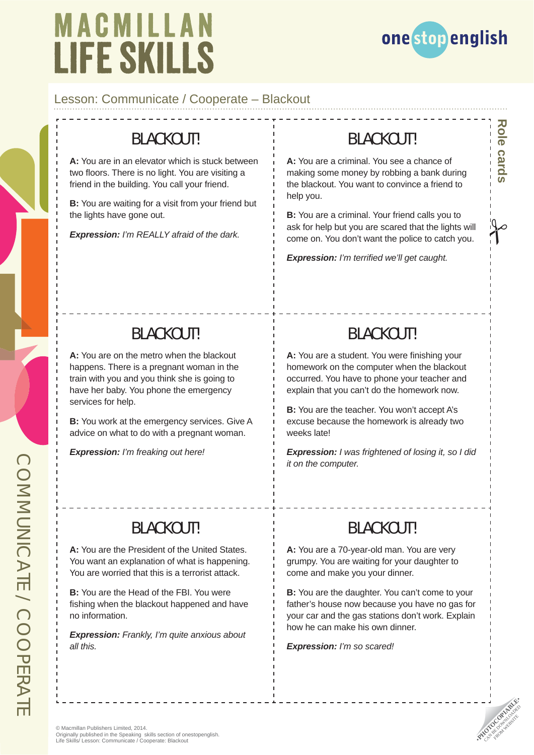# MACMILLAN LIFE SKILLS

one stop english

## Lesson: Communicate / Cooperate – Blackout

Role cards

### BLACKOUT!

**A:** You are in an elevator which is stuck between two floors. There is no light. You are visiting a friend in the building. You call your friend.

**B:** You are waiting for a visit from your friend but the lights have gone out.

***Expression:*** *I'm REALLY afraid of the dark.*

### BLACKOUT!

**A:** You are a criminal. You see a chance of making some money by robbing a bank during the blackout. You want to convince a friend to help you.

**B:** You are a criminal. Your friend calls you to ask for help but you are scared that the lights will come on. You don't want the police to catch you.

***Expression:*** *I'm terrified we'll get caught.*

### BLACKOUT!

**A:** You are on the metro when the blackout happens. There is a pregnant woman in the train with you and you think she is going to have her baby. You phone the emergency services for help.

**B:** You work at the emergency services. Give A advice on what to do with a pregnant woman.

***Expression:*** *I'm freaking out here!*

### BLACKOUT!

**A:** You are a student. You were finishing your homework on the computer when the blackout occurred. You have to phone your teacher and explain that you can't do the homework now.

**B:** You are the teacher. You won't accept A's excuse because the homework is already two weeks late!

***Expression:*** *I was frightened of losing it, so I did it on the computer.*

### BLACKOUT!

**A:** You are the President of the United States. You want an explanation of what is happening. You are worried that this is a terrorist attack.

**B:** You are the Head of the FBI. You were fishing when the blackout happened and have no information.

***Expression:*** *Frankly, I'm quite anxious about all this.*

### BLACKOUT!

**A:** You are a 70-year-old man. You are very grumpy. You are waiting for your daughter to come and make you your dinner.

**B:** You are the daughter. You can't come to your father's house now because you have no gas for your car and the gas stations don't work. Explain how he can make his own dinner.

***Expression:*** *I'm so scared!*

COMMUNICATE / COOPERATE

© Macmillan Publishers Limited, 2014.
Originally published in the Speaking skills section of onestopenglish.
Life Skills/ Lesson: Communicate / Cooperate: Blackout

PHOTOCOPIABLE: CAN BE DOWNLOADED FROM WEBSITE